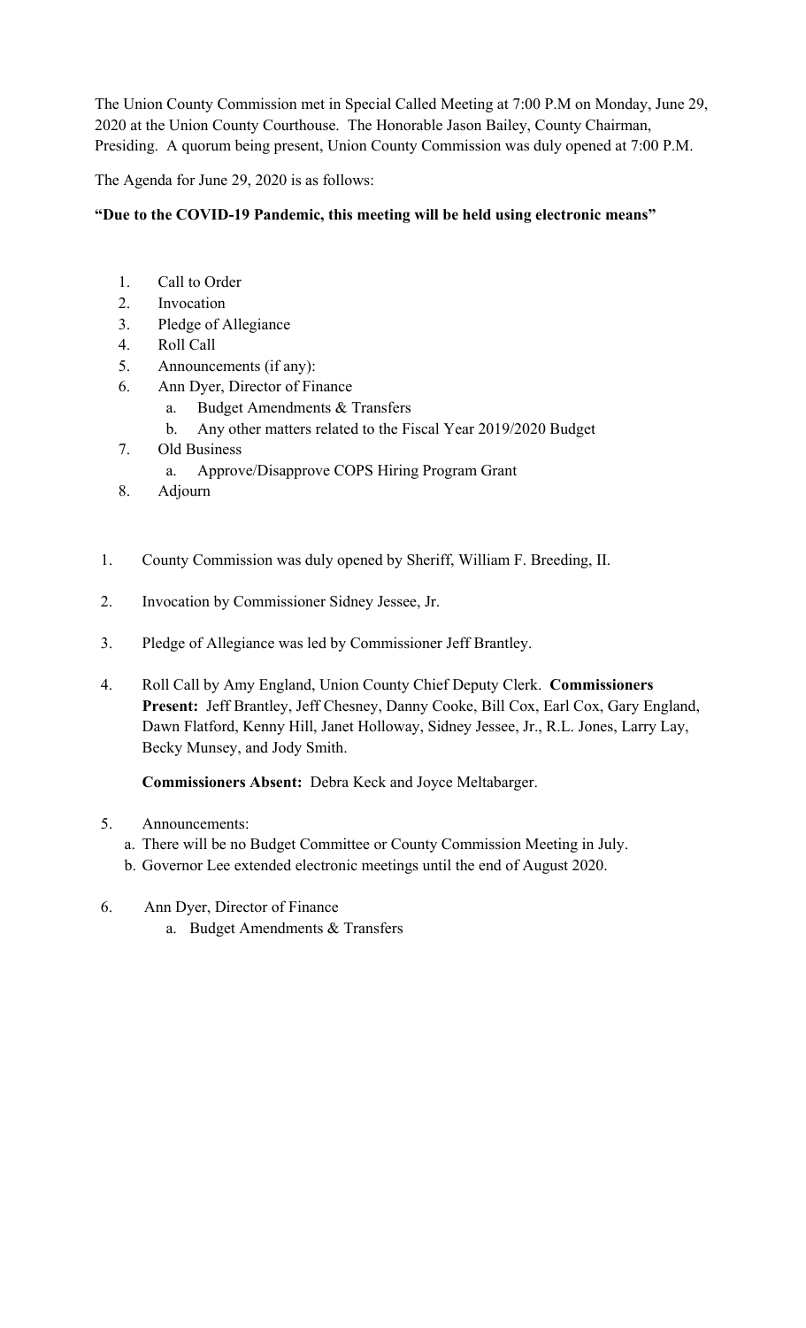The Union County Commission met in Special Called Meeting at 7:00 P.M on Monday, June 29, 2020 at the Union County Courthouse. The Honorable Jason Bailey, County Chairman, Presiding. A quorum being present, Union County Commission was duly opened at 7:00 P.M.

The Agenda for June 29, 2020 is as follows:

**"Due to the COVID-19 Pandemic, this meeting will be held using electronic means"**

1. Call to Order
2. Invocation
3. Pledge of Allegiance
4. Roll Call
5. Announcements (if any):
6. Ann Dyer, Director of Finance
   a. Budget Amendments & Transfers
   b. Any other matters related to the Fiscal Year 2019/2020 Budget
7. Old Business
   a. Approve/Disapprove COPS Hiring Program Grant
8. Adjourn

1. County Commission was duly opened by Sheriff, William F. Breeding, II.

2. Invocation by Commissioner Sidney Jessee, Jr.

3. Pledge of Allegiance was led by Commissioner Jeff Brantley.

4. Roll Call by Amy England, Union County Chief Deputy Clerk. **Commissioners Present:** Jeff Brantley, Jeff Chesney, Danny Cooke, Bill Cox, Earl Cox, Gary England, Dawn Flatford, Kenny Hill, Janet Holloway, Sidney Jessee, Jr., R.L. Jones, Larry Lay, Becky Munsey, and Jody Smith.

   **Commissioners Absent:** Debra Keck and Joyce Meltabarger.

5. Announcements:
   a. There will be no Budget Committee or County Commission Meeting in July.
   b. Governor Lee extended electronic meetings until the end of August 2020.

6. Ann Dyer, Director of Finance
   a. Budget Amendments & Transfers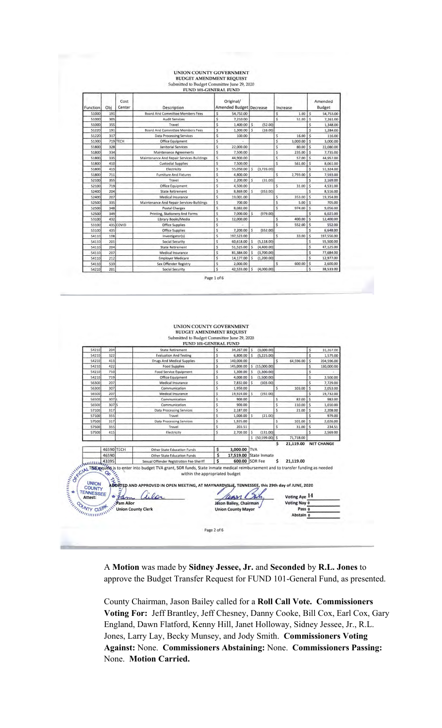**UNION COUNTY GOVERNMENT**
**BUDGET AMENDMENT REQUEST**
Submitted to Budget Committee June 29, 2020
**FUND 101-GENERAL FUND**

| Function | Obj | Cost Center | Description | Original/ Amended Budget | Decrease | Increase | Amended Budget |
|---|---|---|---|---|---|---|---|
| 51000 | 191 | | Board And Committee Members Fees | $ 54,752.00 | | $ 1.00 | $ 54,753.00 |
| 51000 | 305 | | Audit Services | $ 7,210.00 | | $ 51.00 | $ 7,261.00 |
| 51000 | 355 | | Travel | $ 1,400.00 | $ (52.00) | | $ 1,348.00 |
| 51220 | 191 | | Board And Committee Members Fees | $ 1,300.00 | $ (16.00) | | $ 1,284.00 |
| 51220 | 317 | | Data Processing Services | $ 100.00 | | $ 16.00 | $ 116.00 |
| 51300 | 719 | TECH | Office Equipment | $ - | | $ 3,000.00 | $ 3,000.00 |
| 51800 | 328 | | Janitorial Services | $ 22,000.00 | | $ 80.00 | $ 22,080.00 |
| 51800 | 334 | | Maintenance Agreements | $ 7,500.00 | | $ 235.00 | $ 7,735.00 |
| 51800 | 335 | | Maintenance And Repair Services-Buildings | $ 44,900.00 | | $ 57.00 | $ 44,957.00 |
| 51800 | 410 | | Custodial Supplies | $ 7,500.00 | | $ 561.00 | $ 8,061.00 |
| 51800 | 415 | | Electricity | $ 55,050.00 | $ (3,726.00) | | $ 51,324.00 |
| 51800 | 711 | | Furniture And Fixtures | $ 4,800.00 | | $ 2,793.00 | $ 7,593.00 |
| 52100 | 355 | | Travel | $ 2,200.00 | $ (31.00) | | $ 2,169.00 |
| 52100 | 719 | | Office Equipment | $ 4,500.00 | | $ 31.00 | $ 4,531.00 |
| 52400 | 204 | | State Retirement | $ 8,869.00 | $ (353.00) | | $ 8,516.00 |
| 52400 | 207 | | Medical Insurance | $ 19,001.00 | | $ 353.00 | $ 19,354.00 |
| 52500 | 335 | | Maintenance And Repair Services-Buildings | $ 700.00 | | $ 5.00 | $ 705.00 |
| 52500 | 348 | | Postal Charges | $ 8,082.00 | | $ 974.00 | $ 9,056.00 |
| 52500 | 349 | | Printing, Stationery And Forms | $ 7,000.00 | $ (979.00) | | $ 6,021.00 |
| 53100 | 432 | | Library Books/Media | $ 12,000.00 | | $ 400.00 | $ 12,400.00 |
| 53100 | 435 | COVID | Office Supplies | $ - | | $ 552.00 | $ 552.00 |
| 53100 | 435 | | Office Supplies | $ 7,200.00 | $ (552.00) | | $ 6,648.00 |
| 54110 | 108 | | Investigator(s) | $ 197,523.00 | | $ 33.00 | $ 197,556.00 |
| 54110 | 201 | | Social Security | $ 60,618.00 | $ (5,118.00) | | $ 55,500.00 |
| 54110 | 204 | | State Retirement | $ 51,525.00 | $ (4,400.00) | | $ 47,125.00 |
| 54110 | 207 | | Medical Insurance | $ 81,384.00 | $ (3,700.00) | | $ 77,684.00 |
| 54110 | 212 | | Employer Medicare | $ 14,177.00 | $ (1,200.00) | | $ 12,977.00 |
| 54110 | 533 | | Sex Offender Registry | $ 2,000.00 | | $ 600.00 | $ 2,600.00 |
| 54210 | 201 | | Social Security | $ 42,533.00 | $ (4,000.00) | | $ 38,533.00 |
| 54210 | 204 | | State Retirement | $ 34,267.00 | $ (3,000.00) | | $ 31,267.00 |
| 54210 | 322 | | Evaluation And Testing | $ 6,800.00 | $ (5,225.00) | | $ 1,575.00 |
| 54210 | 413 | | Drugs And Medical Supplies | $ 140,000.00 | | $ 64,596.00 | $ 204,596.00 |
| 54210 | 422 | | Food Supplies | $ 145,000.00 | $ (15,000.00) | | $ 130,000.00 |
| 54210 | 710 | | Food Service Equipment | $ 1,300.00 | $ (1,300.00) | | $ - |
| 54210 | 719 | | Office Equipment | $ 4,000.00 | $ (1,500.00) | | $ 2,500.00 |
| 56300 | 207 | | Medical Insurance | $ 7,832.00 | $ (103.00) | | $ 7,729.00 |
| 56300 | 307 | | Communication | $ 1,950.00 | | $ 103.00 | $ 2,053.00 |
| 56500 | 207 | | Medical Insurance | $ 19,924.00 | $ (192.00) | | $ 19,732.00 |
| 56500 | 307 | L | Communication | $ 900.00 | | $ 82.00 | $ 982.00 |
| 56500 | 307 | S | Communication | $ 900.00 | | $ 110.00 | $ 1,010.00 |
| 57100 | 317 | | Data Processing Services | $ 2,187.00 | | $ 21.00 | $ 2,208.00 |
| 57100 | 355 | | Travel | $ 1,000.00 | $ (21.00) | | $ 979.00 |
| 57500 | 317 | | Data Processing Services | $ 1,925.00 | | $ 101.00 | $ 2,026.00 |
| 57500 | 355 | | Travel | $ 203.51 | | $ 31.00 | $ 234.51 |
| 57500 | 415 | | Electricity | $ 2,700.00 | $ (131.00) | | $ 2,569.00 |
| | | | | | $ (50,599.00) | $ 71,718.00 | |
| | | | | | | $ 21,119.00 | NET CHANGE |

| | | | | |
|---|---|---|---|---|
| 46590 | TECH | Other State Education Funds | $ 3,000.00 | TVA |
| 46590 | | Other State Education Funds | $ 17,519.00 | State Inmate |
| 43395 | | Sexual Offender Registration Fee-Sheriff | $ 600.00 | SOR Fee |
| | | | | $ 21,119.00 |

This request is to enter into budget TVA grant, SOR funds, State inmate medical reimbursement and to transfer funding as needed within the appropriated budget

ADOPTED AND APPROVED IN OPEN MEETING, AT MAYNARDVILLE, TENNESSEE, this 29th day of JUNE, 2020

Attest: Pam Allor, Union County Clerk

Jason Bailey, Chairman, Union County Mayor

Voting Aye 14
Voting Nay 0
Pass 0
Abstain 0

A **Motion** was made by **Sidney Jessee, Jr.** and **Seconded** by **R.L. Jones** to approve the Budget Transfer Request for FUND 101-General Fund, as presented.

County Chairman, Jason Bailey called for a **Roll Call Vote. Commissioners Voting For:** Jeff Brantley, Jeff Chesney, Danny Cooke, Bill Cox, Earl Cox, Gary England, Dawn Flatford, Kenny Hill, Janet Holloway, Sidney Jessee, Jr., R.L. Jones, Larry Lay, Becky Munsey, and Jody Smith. **Commissioners Voting Against:** None. **Commissioners Abstaining:** None. **Commissioners Passing:** None. **Motion Carried.**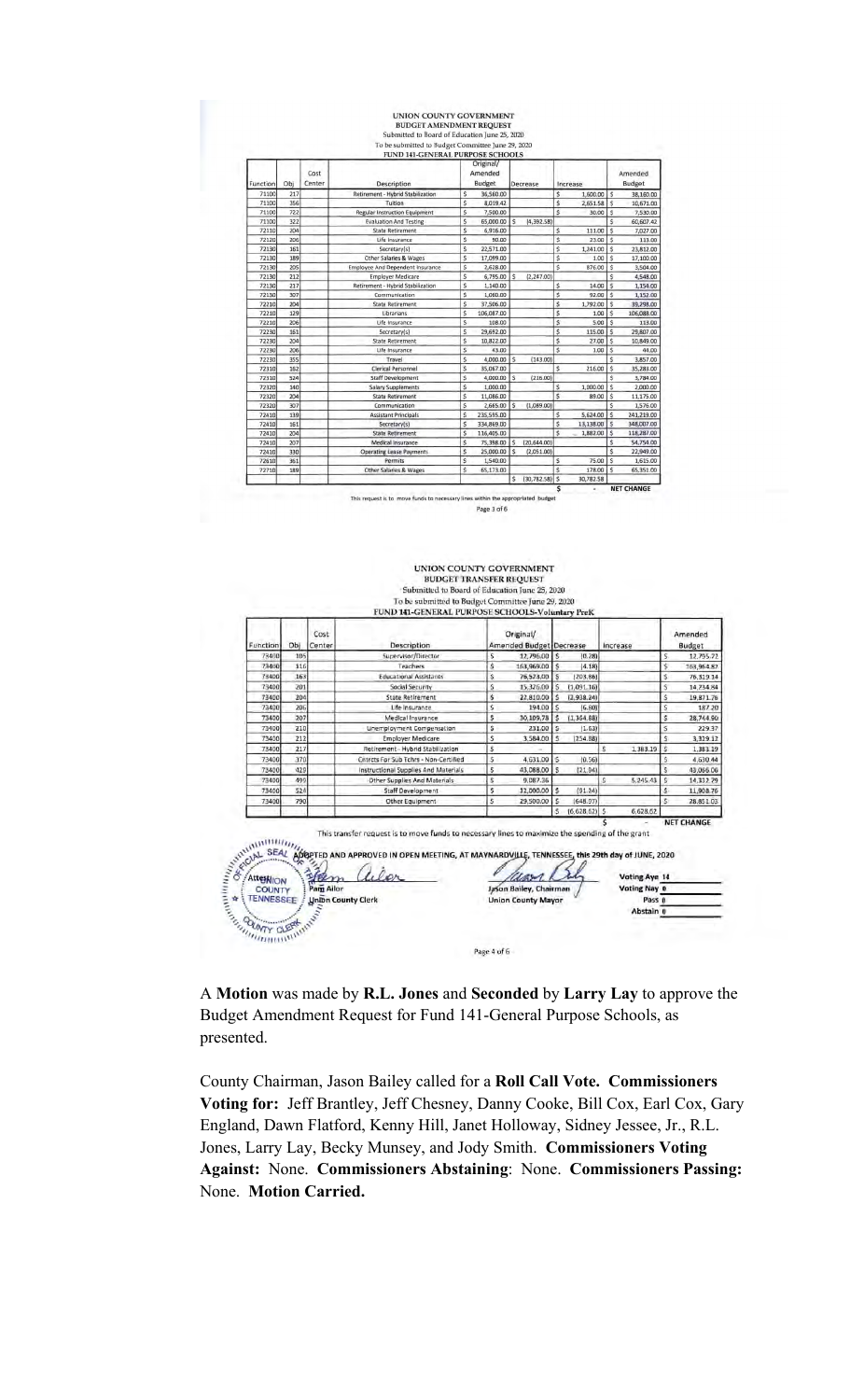UNION COUNTY GOVERNMENT
BUDGET AMENDMENT REQUEST
Submitted to Board of Education June 25, 2020
To be submitted to Budget Committee June 29, 2020
FUND 141-GENERAL PURPOSE SCHOOLS

| Function | Obj | Cost Center | Description | Original/ Amended Budget | Decrease | Increase | Amended Budget |
|---|---|---|---|---|---|---|---|
| 71100 | 217 | | Retirement - Hybrid Stabilization | $ 36,560.00 | | $ 1,600.00 | $ 38,160.00 |
| 71100 | 356 | | Tuition | $ 8,019.42 | | $ 2,651.58 | $ 10,671.00 |
| 71100 | 722 | | Regular Instruction Equipment | $ 7,500.00 | | $ 30.00 | $ 7,530.00 |
| 71100 | 322 | | Evaluation And Testing | $ 65,000.00 | $ (4,392.58) | | $ 60,607.42 |
| 72110 | 204 | | State Retirement | $ 6,916.00 | | $ 111.00 | $ 7,027.00 |
| 72120 | 206 | | Life Insurance | $ 90.00 | | $ 23.00 | $ 113.00 |
| 72130 | 161 | | Secretary(s) | $ 22,571.00 | | $ 1,241.00 | $ 23,812.00 |
| 72130 | 189 | | Other Salaries & Wages | $ 17,099.00 | | $ 1.00 | $ 17,100.00 |
| 72130 | 205 | | Employee And Dependent Insurance | $ 2,628.00 | | $ 876.00 | $ 3,504.00 |
| 72130 | 212 | | Employer Medicare | $ 6,795.00 | $ (2,247.00) | | $ 4,548.00 |
| 72130 | 217 | | Retirement - Hybrid Stabilization | $ 1,140.00 | | $ 14.00 | $ 1,154.00 |
| 72130 | 307 | | Communication | $ 1,060.00 | | $ 92.00 | $ 1,152.00 |
| 72210 | 204 | | State Retirement | $ 37,506.00 | | $ 1,792.00 | $ 39,298.00 |
| 72210 | 129 | | Librarians | $ 106,087.00 | | $ 1.00 | $ 106,088.00 |
| 72210 | 206 | | Life Insurance | $ 108.00 | | $ 5.00 | $ 113.00 |
| 72230 | 161 | | Secretary(s) | $ 29,692.00 | | $ 115.00 | $ 29,807.00 |
| 72230 | 204 | | State Retirement | $ 10,822.00 | | $ 27.00 | $ 10,849.00 |
| 72230 | 206 | | Life Insurance | $ 43.00 | | $ 1.00 | $ 44.00 |
| 72230 | 355 | | Travel | $ 4,000.00 | $ (143.00) | | $ 3,857.00 |
| 72310 | 162 | | Clerical Personnel | $ 35,067.00 | | $ 216.00 | $ 35,283.00 |
| 72310 | 524 | | Staff Development | $ 4,000.00 | $ (216.00) | | $ 3,784.00 |
| 72320 | 140 | | Salary Supplements | $ 1,000.00 | | $ 1,000.00 | $ 2,000.00 |
| 72320 | 204 | | State Retirement | $ 11,086.00 | | $ 89.00 | $ 11,175.00 |
| 72320 | 307 | | Communication | $ 2,665.00 | $ (1,089.00) | | $ 1,576.00 |
| 72410 | 139 | | Assistant Principals | $ 235,595.00 | | $ 5,624.00 | $ 241,219.00 |
| 72410 | 161 | | Secretary(s) | $ 334,869.00 | | $ 13,138.00 | $ 348,007.00 |
| 72410 | 204 | | State Retirement | $ 116,405.00 | | $ 1,882.00 | $ 118,287.00 |
| 72410 | 207 | | Medical Insurance | $ 75,398.00 | $ (20,644.00) | | $ 54,754.00 |
| 72410 | 330 | | Operating Lease Payments | $ 25,000.00 | $ (2,051.00) | | $ 22,949.00 |
| 72610 | 361 | | Permits | $ 1,540.00 | | $ 75.00 | $ 1,615.00 |
| 72710 | 189 | | Other Salaries & Wages | $ 65,173.00 | | $ 178.00 | $ 65,351.00 |
| | | | | | $ (30,782.58) | $ 30,782.58 | |
| | | | | | | $ - | NET CHANGE |

This request is to move funds to necessary lines within the appropriated budget

UNION COUNTY GOVERNMENT
BUDGET TRANSFER REQUEST
Submitted to Board of Education June 25, 2020
To be submitted to Budget Committee June 29, 2020
FUND 141-GENERAL PURPOSE SCHOOLS-Voluntary PreK

| Function | Obj | Cost Center | Description | Original/ Amended Budget | Decrease | Increase | Amended Budget |
|---|---|---|---|---|---|---|---|
| 73400 | 105 | | Supervisor/Director | $ 12,796.00 | $ (0.28) | | $ 12,795.72 |
| 73400 | 116 | | Teachers | $ 163,969.00 | $ (4.18) | | $ 163,964.82 |
| 73400 | 163 | | Educational Assistants | $ 76,523.00 | $ (203.86) | | $ 76,319.14 |
| 73400 | 201 | | Social Security | $ 15,326.00 | $ (1,091.16) | | $ 14,234.84 |
| 73400 | 204 | | State Retirement | $ 22,810.00 | $ (2,938.24) | | $ 19,871.76 |
| 73400 | 206 | | Life Insurance | $ 194.00 | $ (6.80) | | $ 187.20 |
| 73400 | 207 | | Medical Insurance | $ 30,109.78 | $ (1,364.88) | | $ 28,744.90 |
| 73400 | 210 | | Unemployment Compensation | $ 231.00 | $ (1.63) | | $ 229.37 |
| 73400 | 212 | | Employer Medicare | $ 3,584.00 | $ (254.88) | | $ 3,329.12 |
| 73400 | 217 | | Retirement - Hybrid Stabilization | $ - | | $ 1,383.19 | $ 1,383.19 |
| 73400 | 370 | | Contrcts For Sub Tchrs - Non-Certified | $ 4,631.00 | $ (0.56) | | $ 4,630.44 |
| 73400 | 429 | | Instructional Supplies And Materials | $ 43,088.00 | $ (21.94) | | $ 43,066.06 |
| 73400 | 499 | | Other Supplies And Materials | $ 9,087.36 | | $ 5,245.43 | $ 14,332.79 |
| 73400 | 524 | | Staff Development | $ 12,000.00 | $ (91.24) | | $ 11,908.76 |
| 73400 | 790 | | Other Equipment | $ 29,500.00 | $ (648.97) | | $ 28,851.03 |
| | | | | | $ (6,628.62) | $ 6,628.62 | |
| | | | | | | $ - | NET CHANGE |

This transfer request is to move funds to necessary lines to maximize the spending of the grant

ADOPTED AND APPROVED IN OPEN MEETING, AT MAYNARDVILLE, TENNESSEE, this 29th day of JUNE, 2020

Attestion
Pam Allor
Union County Clerk

Jason Bailey, Chairman
Union County Mayor

Voting Aye 14
Voting Nay 0
Pass 0
Abstain 0

A **Motion** was made by **R.L. Jones** and **Seconded** by **Larry Lay** to approve the Budget Amendment Request for Fund 141-General Purpose Schools, as presented.

County Chairman, Jason Bailey called for a **Roll Call Vote. Commissioners Voting for:** Jeff Brantley, Jeff Chesney, Danny Cooke, Bill Cox, Earl Cox, Gary England, Dawn Flatford, Kenny Hill, Janet Holloway, Sidney Jessee, Jr., R.L. Jones, Larry Lay, Becky Munsey, and Jody Smith. **Commissioners Voting Against:** None. **Commissioners Abstaining**: None. **Commissioners Passing:** None. **Motion Carried.**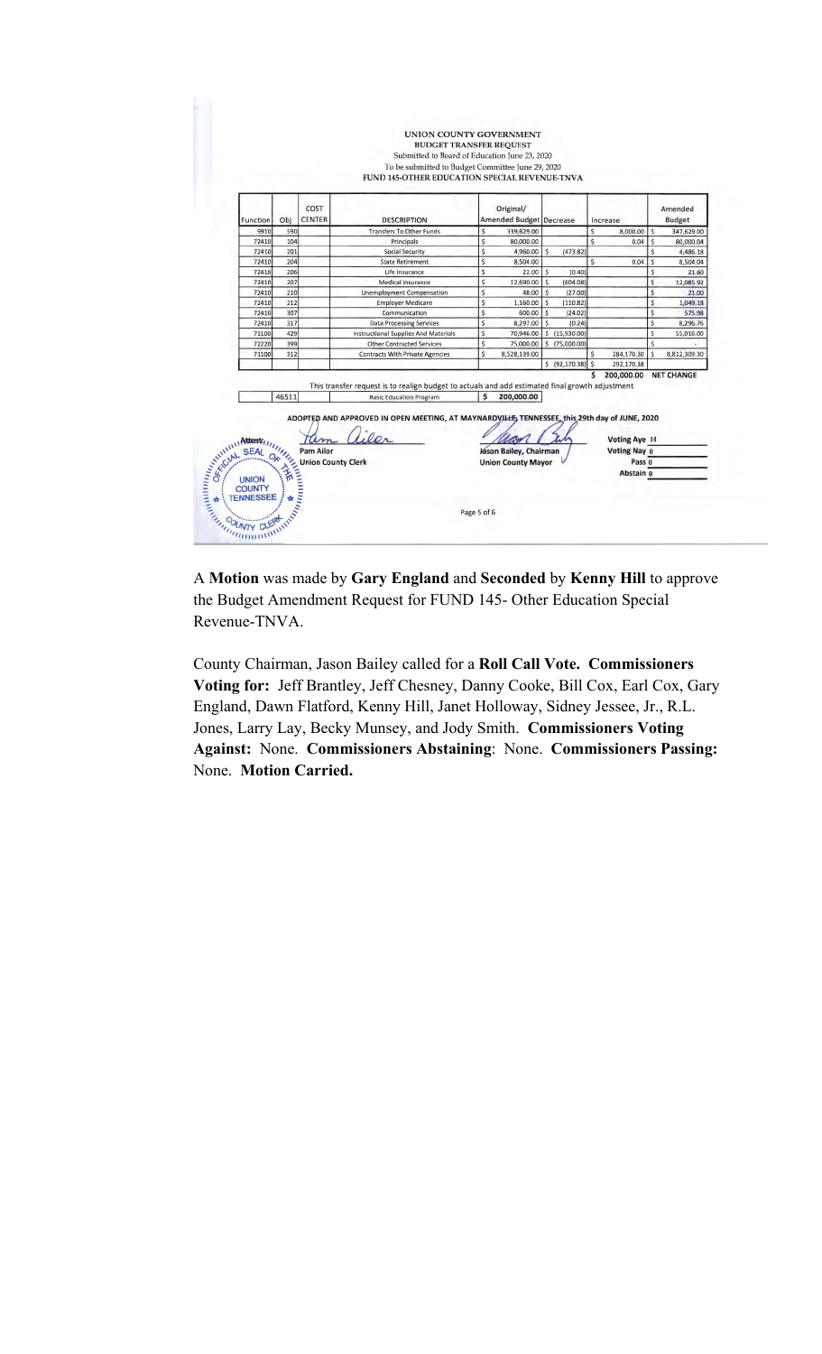UNION COUNTY GOVERNMENT
BUDGET TRANSFER REQUEST
Submitted to Board of Education June 23, 2020
To be submitted to Budget Committee June 29, 2020
FUND 145-OTHER EDUCATION SPECIAL REVENUE-TNVA

| Function | Obj | COST CENTER | DESCRIPTION | Original/ Amended Budget | Decrease | Increase | Amended Budget |
|---|---|---|---|---|---|---|---|
| 9910 | 590 | | Transfers To Other Funds | $ 339,629.00 | | $ 8,000.00 | $ 347,629.00 |
| 72410 | 104 | | Principals | $ 80,000.00 | | $ 0.04 | $ 80,000.04 |
| 72410 | 201 | | Social Security | $ 4,960.00 | $ (473.82) | | $ 4,486.18 |
| 72410 | 204 | | State Retirement | $ 8,504.00 | | $ 0.04 | $ 8,504.04 |
| 72410 | 206 | | Life Insurance | $ 22.00 | $ (0.40) | | $ 21.60 |
| 72410 | 207 | | Medical Insurance | $ 12,690.00 | $ (604.08) | | $ 12,085.92 |
| 72410 | 210 | | Unemployment Compensation | $ 48.00 | $ (27.00) | | $ 21.00 |
| 72410 | 212 | | Employer Medicare | $ 1,160.00 | $ (110.82) | | $ 1,049.18 |
| 72410 | 307 | | Communication | $ 600.00 | $ (24.02) | | $ 575.98 |
| 72410 | 317 | | Data Processing Services | $ 8,297.00 | $ (0.24) | | $ 8,296.76 |
| 71100 | 429 | | Instructional Supplies And Materials | $ 70,946.00 | $ (15,930.00) | | $ 55,016.00 |
| 72220 | 399 | | Other Contracted Services | $ 75,000.00 | $ (75,000.00) | | $ - |
| 71100 | 312 | | Contracts With Private Agencies | $ 8,528,139.00 | | $ 284,170.30 | $ 8,812,309.30 |
| | | | | | $ (92,170.38) | $ 292,170.38 | |
| | | | | | | $ 200,000.00 | NET CHANGE |

This transfer request is to realign budget to actuals and add estimated final growth adjustment

| | 46511 | | Basic Education Program | $ 200,000.00 |
|---|---|---|---|---|

ADOPTED AND APPROVED IN OPEN MEETING, AT MAYNARDVILLE, TENNESSEE, this 29th day of JUNE, 2020

Attest: Pam Ailor
Union County Clerk

Jason Bailey, Chairman
Union County Mayor

Voting Aye 14
Voting Nay 0
Pass 0
Abstain 0

A **Motion** was made by **Gary England** and **Seconded** by **Kenny Hill** to approve the Budget Amendment Request for FUND 145- Other Education Special Revenue-TNVA.

County Chairman, Jason Bailey called for a **Roll Call Vote. Commissioners Voting for:** Jeff Brantley, Jeff Chesney, Danny Cooke, Bill Cox, Earl Cox, Gary England, Dawn Flatford, Kenny Hill, Janet Holloway, Sidney Jessee, Jr., R.L. Jones, Larry Lay, Becky Munsey, and Jody Smith. **Commissioners Voting Against:** None. **Commissioners Abstaining**: None. **Commissioners Passing:** None. **Motion Carried.**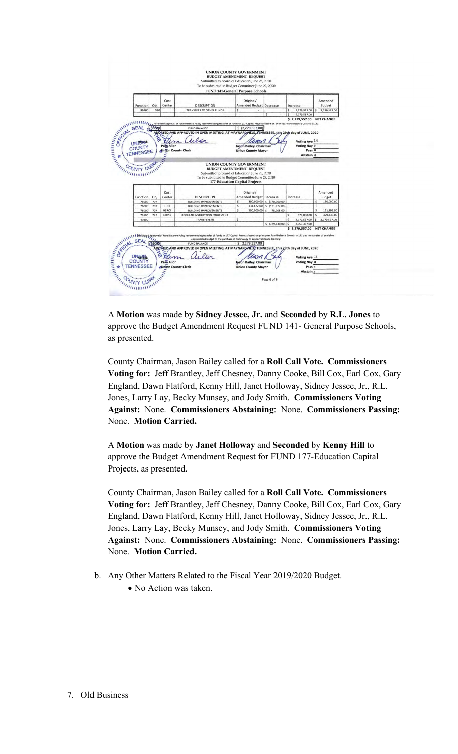UNION COUNTY GOVERNMENT
BUDGET AMENDMENT REQUEST
Submitted to Board of Education June 25, 2020
To be submitted to Budget Committee June 29, 2020
FUND 141-General Purpose Schools

| Function | Obj | Cost Center | DESCRIPTION | Original/ Amended Budget | Decrease | Increase | Amended Budget |
|---|---|---|---|---|---|---|---|
| 99100 | 590 | | TRANSFERS TO OTHER FUNDS | $ - | | $ 2,279,557.00 | $ 2,279,557.00 |
| | | | | | $ - | $ 2,279,557.00 | |
| | | | | | | $ 2,279,557.00 | NET CHANGE |

Per Board Approval of Fund Balance Policy recommending transfer of funds to 177-Capital Projects based on prior year Fund Balance Growth in 141

| 39000 | FUND BALANCE | $ (2,279,557.00) |
|---|---|---|

ADOPTED AND APPROVED IN OPEN MEETING, AT MAYNARDVILLE, TENNESSEE, this 29th day of JUNE, 2020

ATTEST:
Pam Allor
Union County Clerk

Jason Bailey, Chairman
Union County Mayor

Voting Aye 14
Voting Nay 0
Pass 0
Abstain 0

UNION COUNTY GOVERNMENT
BUDGET AMENDMENT REQUEST
Submitted to Board of Education June 25, 2020
To be submitted to Budget Committee June 29, 2020
177-Education Capital Projects

| Function | Obj | Cost Center | DESCRIPTION | Original/ Amended Budget | Decrease | Increase | Amended Budget |
|---|---|---|---|---|---|---|---|
| 76000 | 707 | | BUILDING IMPROVEMENTS | $ 300,000.00 | $ (170,000.00) | | $ 130,000.00 |
| 76000 | 707 | TURF | BUILDING IMPROVEMENTS | $ 131,822.00 | $ (131,822.00) | | $ - |
| 76000 | 707 | HSRCF | BUILDING IMPROVEMENTS | $ 200,000.00 | $ (78,008.00) | | $ 121,992.00 |
| 76100 | 722 | COVID | REGULAR INSTRUCTION EQUIPMENT | | | $ 379,830.00 | $ 379,830.00 |
| 49800 | | | TRANSFERS IN | $ - | | $ 2,279,557.00 | $ 2,279,557.00 |
| | | | | | $ (379,830.00) | $ 2,659,387.00 | |
| | | | | | | $ 2,279,557.00 | NET CHANGE |

Per Board Approval of Fund Balance Policy recommending transfer of funds to 177-Capital Projects based on prior year Fund Balance Growth in 141 and to transfer of available appropriated budget to the purchase of technology to support distance learning

| 39000 | FUND BALANCE | $ 2,279,557.00 |
|---|---|---|

ADOPTED AND APPROVED IN OPEN MEETING, AT MAYNARDVILLE TENNESSEE, this 29th day of JUNE, 2020

ATTEST:
Pam Allor
Union County Clerk

Jason Bailey, Chairman
Union County Mayor

Voting Aye 14
Voting Nay 0
Pass 0
Abstain 0

A **Motion** was made by **Sidney Jessee, Jr.** and **Seconded** by **R.L. Jones** to approve the Budget Amendment Request FUND 141- General Purpose Schools, as presented.

County Chairman, Jason Bailey called for a **Roll Call Vote. Commissioners Voting for:** Jeff Brantley, Jeff Chesney, Danny Cooke, Bill Cox, Earl Cox, Gary England, Dawn Flatford, Kenny Hill, Janet Holloway, Sidney Jessee, Jr., R.L. Jones, Larry Lay, Becky Munsey, and Jody Smith. **Commissioners Voting Against:** None. **Commissioners Abstaining**: None. **Commissioners Passing:** None. **Motion Carried.**

A **Motion** was made by **Janet Holloway** and **Seconded** by **Kenny Hill** to approve the Budget Amendment Request for FUND 177-Education Capital Projects, as presented.

County Chairman, Jason Bailey called for a **Roll Call Vote. Commissioners Voting for:** Jeff Brantley, Jeff Chesney, Danny Cooke, Bill Cox, Earl Cox, Gary England, Dawn Flatford, Kenny Hill, Janet Holloway, Sidney Jessee, Jr., R.L. Jones, Larry Lay, Becky Munsey, and Jody Smith. **Commissioners Voting Against:** None. **Commissioners Abstaining**: None. **Commissioners Passing:** None. **Motion Carried.**

b. Any Other Matters Related to the Fiscal Year 2019/2020 Budget.
   - No Action was taken.

7. Old Business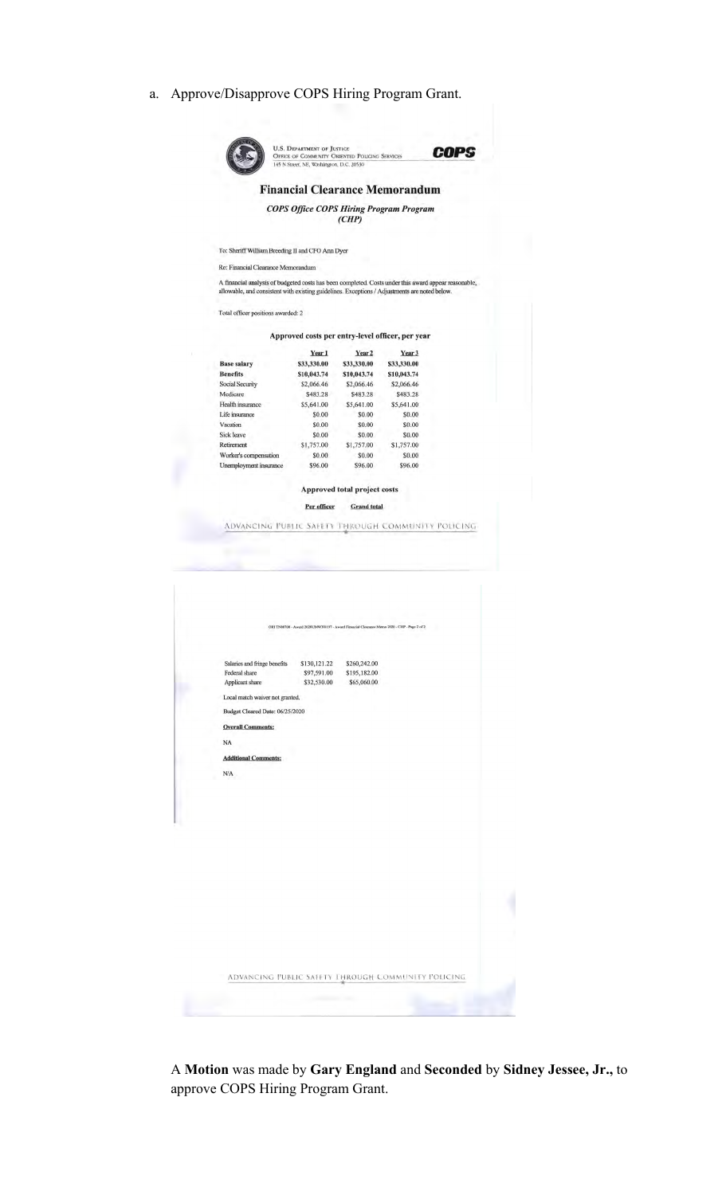a. Approve/Disapprove COPS Hiring Program Grant.

U.S. DEPARTMENT OF JUSTICE
OFFICE OF COMMUNITY ORIENTED POLICING SERVICES
145 N Street, NE, Washington, D.C. 20530

**COPS**

## Financial Clearance Memorandum

***COPS Office COPS Hiring Program Program (CHP)***

To: Sheriff William Breeding II and CFO Ann Dyer

Re: Financial Clearance Memorandum

A financial analysis of budgeted costs has been completed. Costs under this award appear reasonable, allowable, and consistent with existing guidelines. Exceptions / Adjustments are noted below.

Total officer positions awarded: 2

**Approved costs per entry-level officer, per year**

| | Year 1 | Year 2 | Year 3 |
|---|---|---|---|
| **Base salary** | **$33,330.00** | **$33,330.00** | **$33,330.00** |
| **Benefits** | **$10,043.74** | **$10,043.74** | **$10,043.74** |
| Social Security | $2,066.46 | $2,066.46 | $2,066.46 |
| Medicare | $483.28 | $483.28 | $483.28 |
| Health insurance | $5,641.00 | $5,641.00 | $5,641.00 |
| Life insurance | $0.00 | $0.00 | $0.00 |
| Vacation | $0.00 | $0.00 | $0.00 |
| Sick leave | $0.00 | $0.00 | $0.00 |
| Retirement | $1,757.00 | $1,757.00 | $1,757.00 |
| Worker's compensation | $0.00 | $0.00 | $0.00 |
| Unemployment insurance | $96.00 | $96.00 | $96.00 |

**Approved total project costs**

| | Per officer | Grand total |
|---|---|---|
| Salaries and fringe benefits | $130,121.22 | $260,242.00 |
| Federal share | $97,591.00 | $195,182.00 |
| Applicant share | $32,530.00 | $65,060.00 |

ADVANCING PUBLIC SAFETY THROUGH COMMUNITY POLICING

Local match waiver not granted.

Budget Cleared Date: 06/25/2020

**Overall Comments:**

NA

**Additional Comments:**

N/A

ADVANCING PUBLIC SAFETY THROUGH COMMUNITY POLICING

A **Motion** was made by **Gary England** and **Seconded** by **Sidney Jessee, Jr.,** to approve COPS Hiring Program Grant.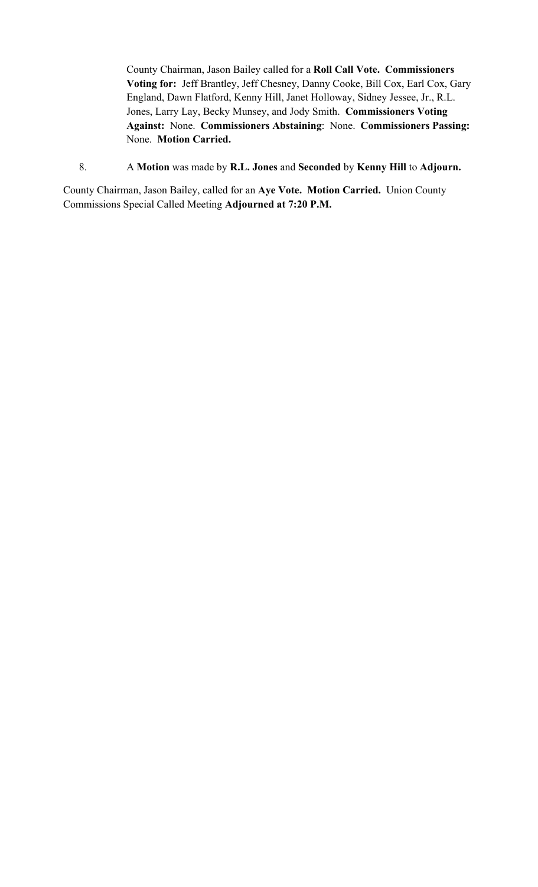County Chairman, Jason Bailey called for a **Roll Call Vote. Commissioners Voting for:** Jeff Brantley, Jeff Chesney, Danny Cooke, Bill Cox, Earl Cox, Gary England, Dawn Flatford, Kenny Hill, Janet Holloway, Sidney Jessee, Jr., R.L. Jones, Larry Lay, Becky Munsey, and Jody Smith. **Commissioners Voting Against:** None. **Commissioners Abstaining**: None. **Commissioners Passing:** None. **Motion Carried.**

8. A **Motion** was made by **R.L. Jones** and **Seconded** by **Kenny Hill** to **Adjourn.**

County Chairman, Jason Bailey, called for an **Aye Vote. Motion Carried.** Union County Commissions Special Called Meeting **Adjourned at 7:20 P.M.**